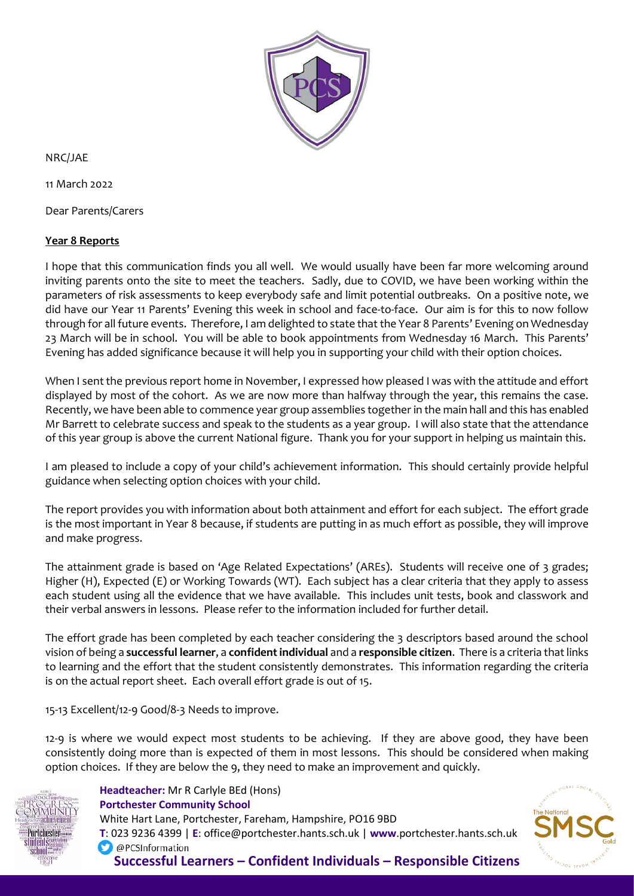NRC/JAE

11 March 2022

Dear Parents/Carers

**Year 8 Reports**

I hope that this communication finds you all well. We would usually have been far more welcoming around inviting parents onto the site to meet the teachers. Sadly, due to COVID, we have been working within the parameters of risk assessments to keep everybody safe and limit potential outbreaks. On a positive note, we did have our Year 11 Parents' Evening this week in school and face-to-face. Our aim is for this to now follow through for all future events. Therefore, I am delighted to state that the Year 8 Parents' Evening on Wednesday 23 March will be in school. You will be able to book appointments from Wednesday 16 March. This Parents' Evening has added significance because it will help you in supporting your child with their option choices.

When I sent the previous report home in November, I expressed how pleased I was with the attitude and effort displayed by most of the cohort. As we are now more than halfway through the year, this remains the case. Recently, we have been able to commence year group assemblies together in the main hall and this has enabled Mr Barrett to celebrate success and speak to the students as a year group. I will also state that the attendance of this year group is above the current National figure. Thank you for your support in helping us maintain this.

I am pleased to include a copy of your child's achievement information. This should certainly provide helpful guidance when selecting option choices with your child.

The report provides you with information about both attainment and effort for each subject. The effort grade is the most important in Year 8 because, if students are putting in as much effort as possible, they will improve and make progress.

The attainment grade is based on 'Age Related Expectations' (AREs). Students will receive one of 3 grades; Higher (H), Expected (E) or Working Towards (WT). Each subject has a clear criteria that they apply to assess each student using all the evidence that we have available. This includes unit tests, book and classwork and their verbal answers in lessons. Please refer to the information included for further detail.

The effort grade has been completed by each teacher considering the 3 descriptors based around the school vision of being a **successful learner**, a **confident individual** and a **responsible citizen**. There is a criteria that links to learning and the effort that the student consistently demonstrates. This information regarding the criteria is on the actual report sheet. Each overall effort grade is out of 15.

15-13 Excellent/12-9 Good/8-3 Needs to improve.

12-9 is where we would expect most students to be achieving. If they are above good, they have been consistently doing more than is expected of them in most lessons. This should be considered when making option choices. If they are below the 9, they need to make an improvement and quickly.

**Headteacher:** Mr R Carlyle BEd (Hons)
**Portchester Community School**
White Hart Lane, Portchester, Fareham, Hampshire, PO16 9BD
**T**: 023 9236 4399 | **E**: office@portchester.hants.sch.uk | **www**.portchester.hants.sch.uk
@PCSInformation

**Successful Learners – Confident Individuals – Responsible Citizens**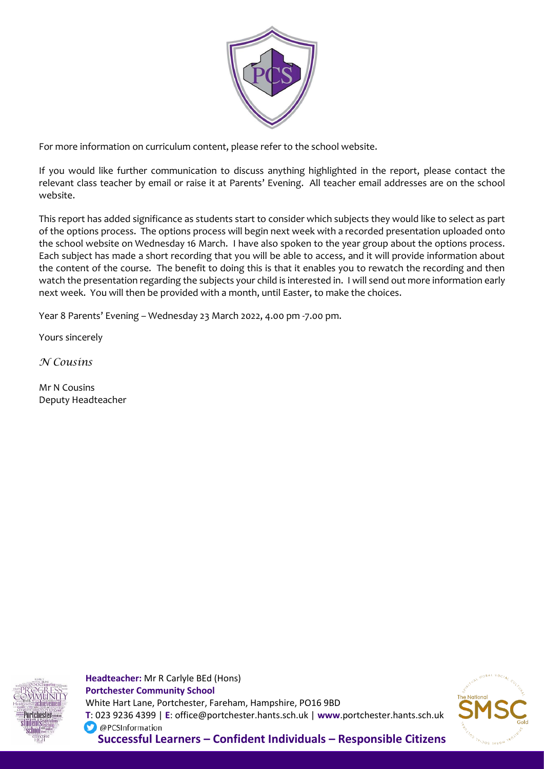For more information on curriculum content, please refer to the school website.

If you would like further communication to discuss anything highlighted in the report, please contact the relevant class teacher by email or raise it at Parents' Evening. All teacher email addresses are on the school website.

This report has added significance as students start to consider which subjects they would like to select as part of the options process. The options process will begin next week with a recorded presentation uploaded onto the school website on Wednesday 16 March. I have also spoken to the year group about the options process. Each subject has made a short recording that you will be able to access, and it will provide information about the content of the course. The benefit to doing this is that it enables you to rewatch the recording and then watch the presentation regarding the subjects your child is interested in. I will send out more information early next week. You will then be provided with a month, until Easter, to make the choices.

Year 8 Parents' Evening – Wednesday 23 March 2022, 4.00 pm -7.00 pm.

Yours sincerely

*N Cousins*

Mr N Cousins
Deputy Headteacher

**Headteacher:** Mr R Carlyle BEd (Hons)
**Portchester Community School**
White Hart Lane, Portchester, Fareham, Hampshire, PO16 9BD
**T**: 023 9236 4399 | **E**: office@portchester.hants.sch.uk | **www**.portchester.hants.sch.uk
@PCSInformation

**Successful Learners – Confident Individuals – Responsible Citizens**